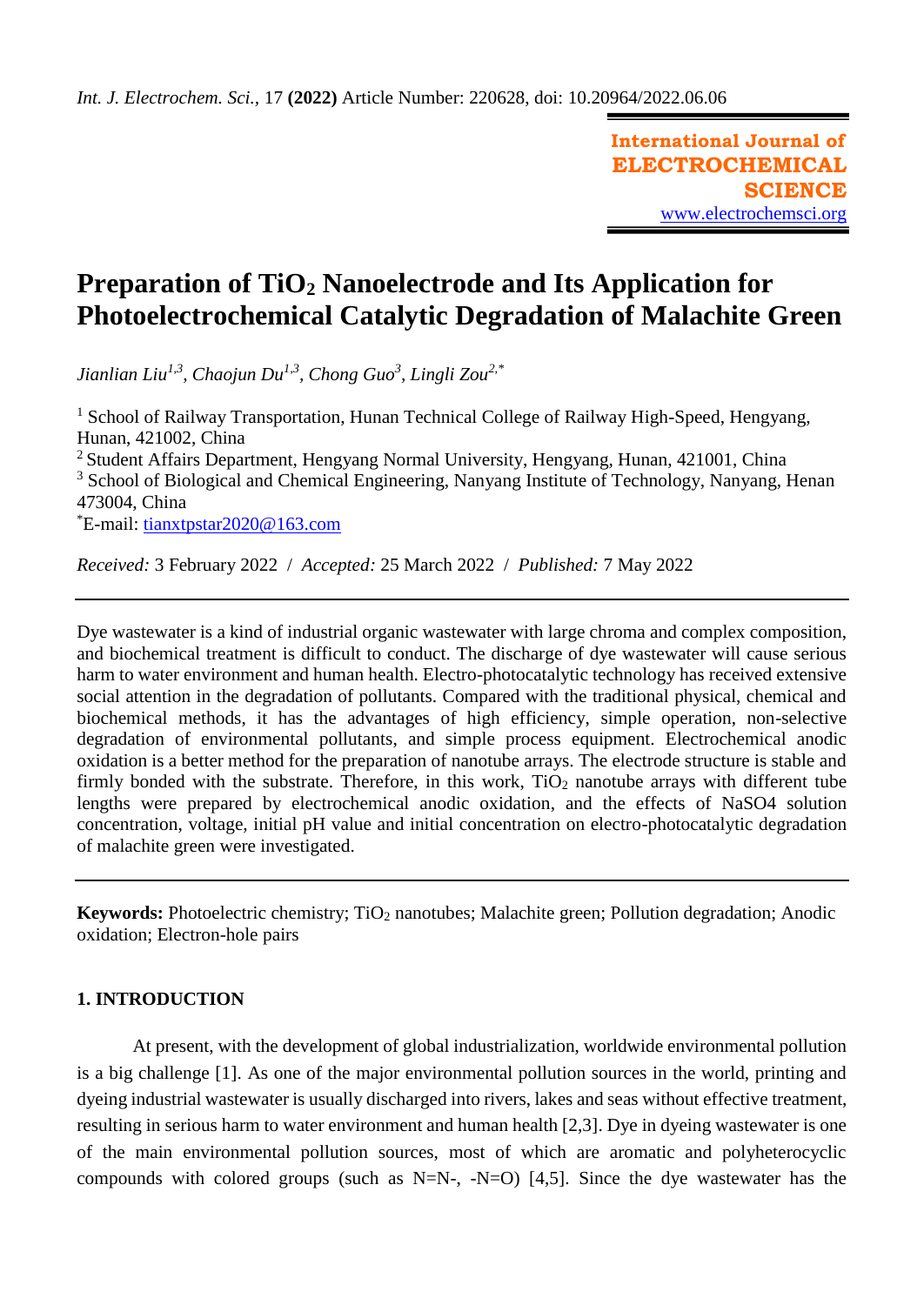# Preparation of $TiO_2$ Nanoelectrode and Its Application for Photoelectrochemical Catalytic Degradation of Malachite Green

*Jianlian Liu*[1,3], *Chaojun Du*[1,3], *Chong Guo*[3], *Lingli Zou*[2,*]

[1] School of Railway Transportation, Hunan Technical College of Railway High-Speed, Hengyang, Hunan, 421002, China
[2] Student Affairs Department, Hengyang Normal University, Hengyang, Hunan, 421001, China
[3] School of Biological and Chemical Engineering, Nanyang Institute of Technology, Nanyang, Henan 473004, China
[*]E-mail: tianxtpstar2020@163.com

*Received:* 3 February 2022 / *Accepted:* 25 March 2022 / *Published:* 7 May 2022

---

Dye wastewater is a kind of industrial organic wastewater with large chroma and complex composition, and biochemical treatment is difficult to conduct. The discharge of dye wastewater will cause serious harm to water environment and human health. Electro-photocatalytic technology has received extensive social attention in the degradation of pollutants. Compared with the traditional physical, chemical and biochemical methods, it has the advantages of high efficiency, simple operation, non-selective degradation of environmental pollutants, and simple process equipment. Electrochemical anodic oxidation is a better method for the preparation of nanotube arrays. The electrode structure is stable and firmly bonded with the substrate. Therefore, in this work, $TiO_2$ nanotube arrays with different tube lengths were prepared by electrochemical anodic oxidation, and the effects of NaSO4 solution concentration, voltage, initial pH value and initial concentration on electro-photocatalytic degradation of malachite green were investigated.

---

**Keywords:** Photoelectric chemistry; $TiO_2$ nanotubes; Malachite green; Pollution degradation; Anodic oxidation; Electron-hole pairs

## 1. INTRODUCTION

At present, with the development of global industrialization, worldwide environmental pollution is a big challenge [1]. As one of the major environmental pollution sources in the world, printing and dyeing industrial wastewater is usually discharged into rivers, lakes and seas without effective treatment, resulting in serious harm to water environment and human health [2,3]. Dye in dyeing wastewater is one of the main environmental pollution sources, most of which are aromatic and polyheterocyclic compounds with colored groups (such as N=N-, -N=O) [4,5]. Since the dye wastewater has the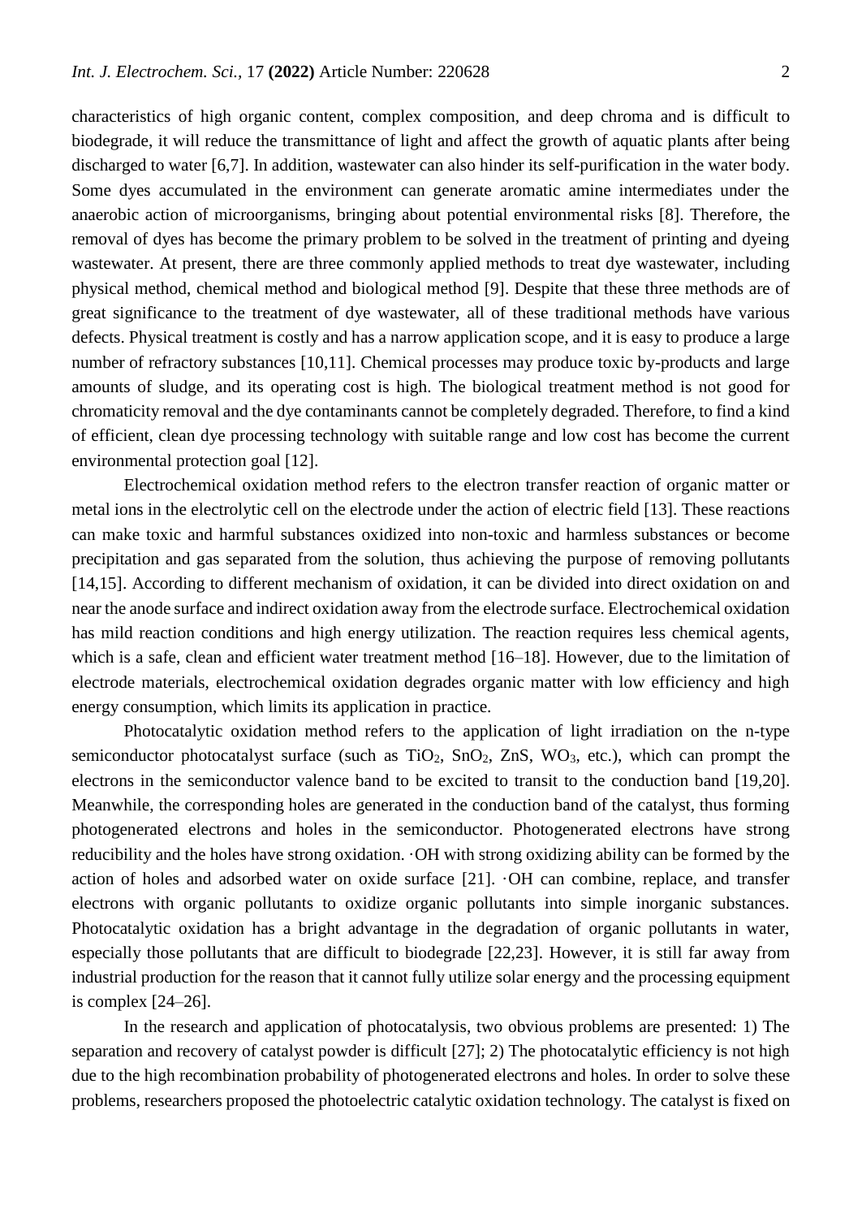characteristics of high organic content, complex composition, and deep chroma and is difficult to biodegrade, it will reduce the transmittance of light and affect the growth of aquatic plants after being discharged to water [6,7]. In addition, wastewater can also hinder its self-purification in the water body. Some dyes accumulated in the environment can generate aromatic amine intermediates under the anaerobic action of microorganisms, bringing about potential environmental risks [8]. Therefore, the removal of dyes has become the primary problem to be solved in the treatment of printing and dyeing wastewater. At present, there are three commonly applied methods to treat dye wastewater, including physical method, chemical method and biological method [9]. Despite that these three methods are of great significance to the treatment of dye wastewater, all of these traditional methods have various defects. Physical treatment is costly and has a narrow application scope, and it is easy to produce a large number of refractory substances [10,11]. Chemical processes may produce toxic by-products and large amounts of sludge, and its operating cost is high. The biological treatment method is not good for chromaticity removal and the dye contaminants cannot be completely degraded. Therefore, to find a kind of efficient, clean dye processing technology with suitable range and low cost has become the current environmental protection goal [12].

Electrochemical oxidation method refers to the electron transfer reaction of organic matter or metal ions in the electrolytic cell on the electrode under the action of electric field [13]. These reactions can make toxic and harmful substances oxidized into non-toxic and harmless substances or become precipitation and gas separated from the solution, thus achieving the purpose of removing pollutants [14,15]. According to different mechanism of oxidation, it can be divided into direct oxidation on and near the anode surface and indirect oxidation away from the electrode surface. Electrochemical oxidation has mild reaction conditions and high energy utilization. The reaction requires less chemical agents, which is a safe, clean and efficient water treatment method [16–18]. However, due to the limitation of electrode materials, electrochemical oxidation degrades organic matter with low efficiency and high energy consumption, which limits its application in practice.

Photocatalytic oxidation method refers to the application of light irradiation on the n-type semiconductor photocatalyst surface (such as $TiO_2$, $SnO_2$, ZnS, $WO_3$, etc.), which can prompt the electrons in the semiconductor valence band to be excited to transit to the conduction band [19,20]. Meanwhile, the corresponding holes are generated in the conduction band of the catalyst, thus forming photogenerated electrons and holes in the semiconductor. Photogenerated electrons have strong reducibility and the holes have strong oxidation. ·OH with strong oxidizing ability can be formed by the action of holes and adsorbed water on oxide surface [21]. ·OH can combine, replace, and transfer electrons with organic pollutants to oxidize organic pollutants into simple inorganic substances. Photocatalytic oxidation has a bright advantage in the degradation of organic pollutants in water, especially those pollutants that are difficult to biodegrade [22,23]. However, it is still far away from industrial production for the reason that it cannot fully utilize solar energy and the processing equipment is complex [24–26].

In the research and application of photocatalysis, two obvious problems are presented: 1) The separation and recovery of catalyst powder is difficult [27]; 2) The photocatalytic efficiency is not high due to the high recombination probability of photogenerated electrons and holes. In order to solve these problems, researchers proposed the photoelectric catalytic oxidation technology. The catalyst is fixed on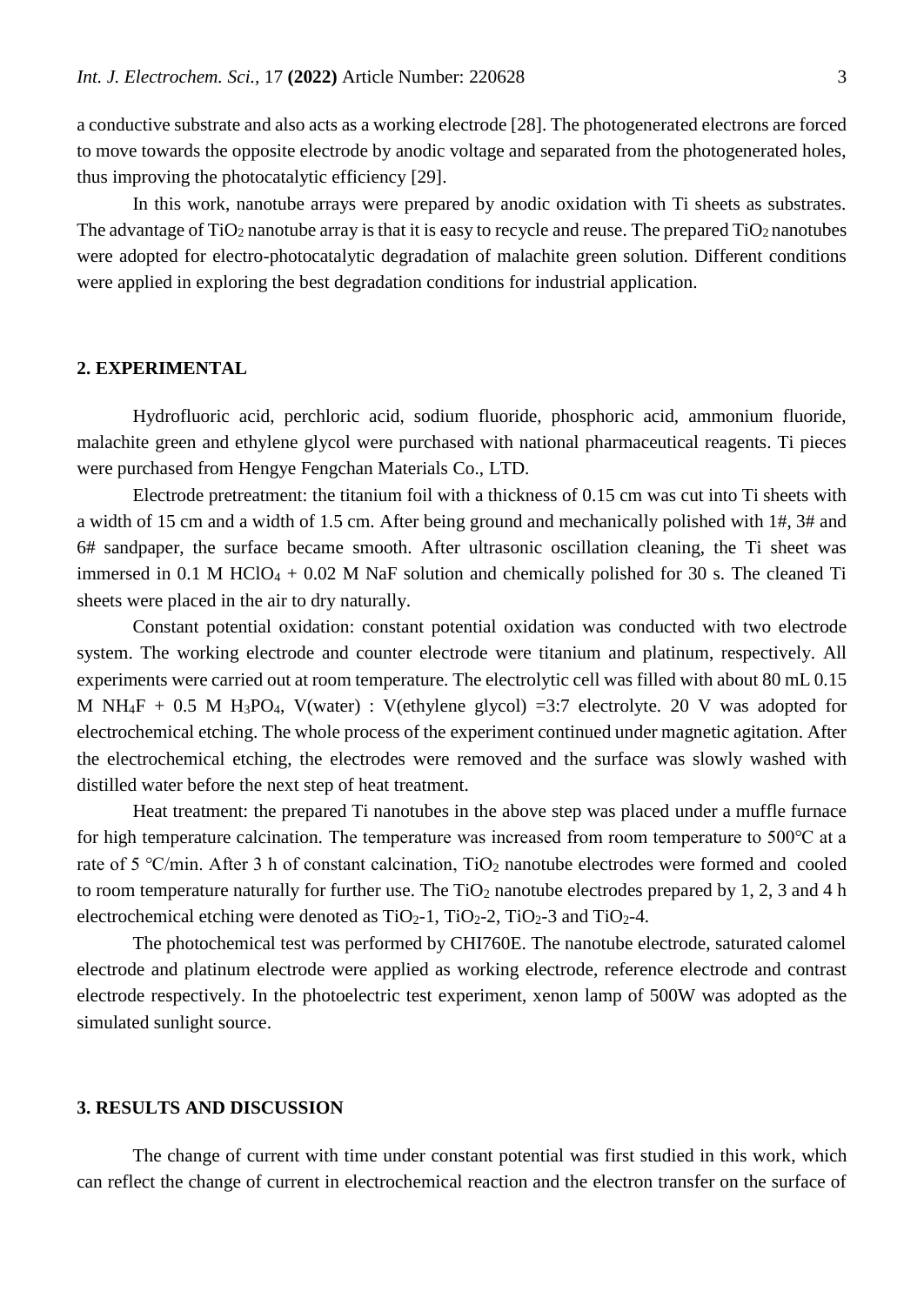a conductive substrate and also acts as a working electrode [28]. The photogenerated electrons are forced to move towards the opposite electrode by anodic voltage and separated from the photogenerated holes, thus improving the photocatalytic efficiency [29].

In this work, nanotube arrays were prepared by anodic oxidation with Ti sheets as substrates. The advantage of $TiO_2$ nanotube array is that it is easy to recycle and reuse. The prepared $TiO_2$ nanotubes were adopted for electro-photocatalytic degradation of malachite green solution. Different conditions were applied in exploring the best degradation conditions for industrial application.

## 2. EXPERIMENTAL

Hydrofluoric acid, perchloric acid, sodium fluoride, phosphoric acid, ammonium fluoride, malachite green and ethylene glycol were purchased with national pharmaceutical reagents. Ti pieces were purchased from Hengye Fengchan Materials Co., LTD.

Electrode pretreatment: the titanium foil with a thickness of 0.15 cm was cut into Ti sheets with a width of 15 cm and a width of 1.5 cm. After being ground and mechanically polished with 1#, 3# and 6# sandpaper, the surface became smooth. After ultrasonic oscillation cleaning, the Ti sheet was immersed in 0.1 M $HClO_4$ + 0.02 M NaF solution and chemically polished for 30 s. The cleaned Ti sheets were placed in the air to dry naturally.

Constant potential oxidation: constant potential oxidation was conducted with two electrode system. The working electrode and counter electrode were titanium and platinum, respectively. All experiments were carried out at room temperature. The electrolytic cell was filled with about 80 mL 0.15 M $NH_4F$ + 0.5 M $H_3PO_4$, V(water) : V(ethylene glycol) =3:7 electrolyte. 20 V was adopted for electrochemical etching. The whole process of the experiment continued under magnetic agitation. After the electrochemical etching, the electrodes were removed and the surface was slowly washed with distilled water before the next step of heat treatment.

Heat treatment: the prepared Ti nanotubes in the above step was placed under a muffle furnace for high temperature calcination. The temperature was increased from room temperature to 500℃ at a rate of 5 ℃/min. After 3 h of constant calcination, $TiO_2$ nanotube electrodes were formed and cooled to room temperature naturally for further use. The $TiO_2$ nanotube electrodes prepared by 1, 2, 3 and 4 h electrochemical etching were denoted as $TiO_2$-1, $TiO_2$-2, $TiO_2$-3 and $TiO_2$-4.

The photochemical test was performed by CHI760E. The nanotube electrode, saturated calomel electrode and platinum electrode were applied as working electrode, reference electrode and contrast electrode respectively. In the photoelectric test experiment, xenon lamp of 500W was adopted as the simulated sunlight source.

## 3. RESULTS AND DISCUSSION

The change of current with time under constant potential was first studied in this work, which can reflect the change of current in electrochemical reaction and the electron transfer on the surface of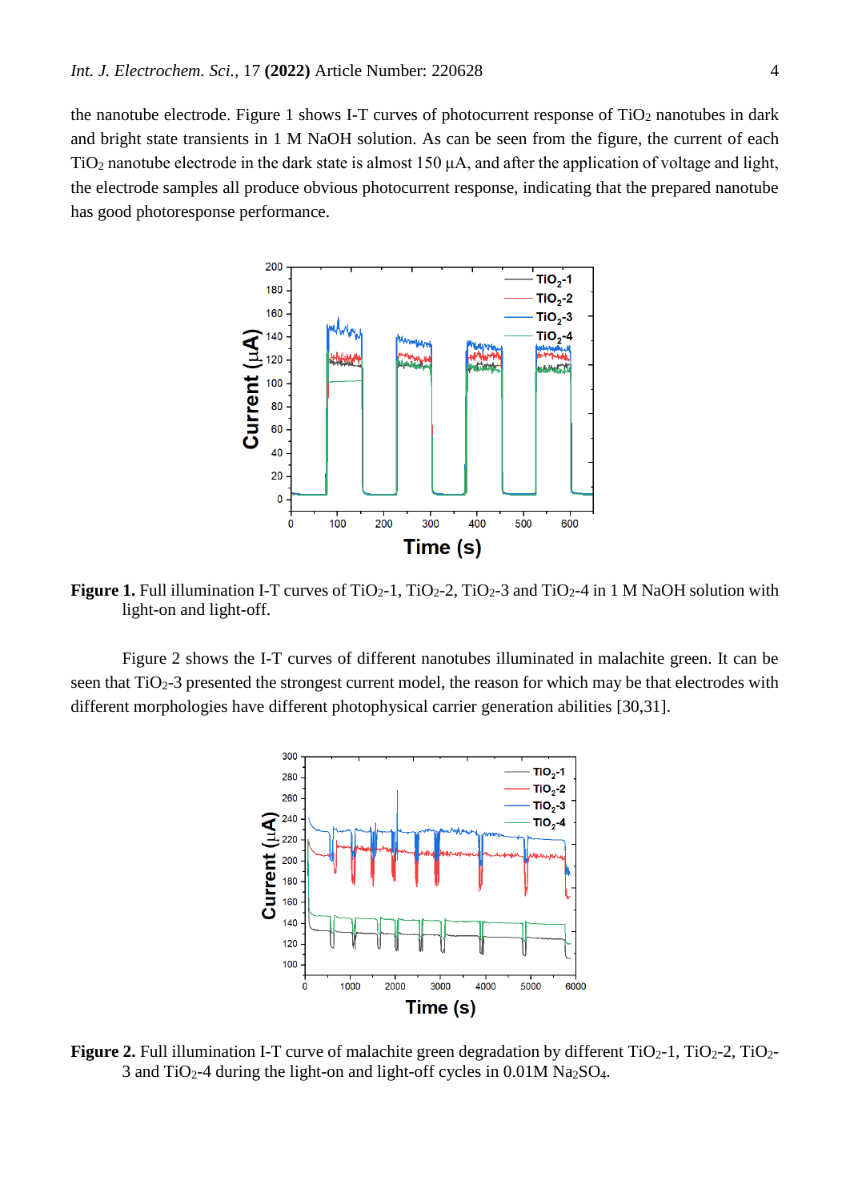the nanotube electrode. Figure 1 shows I-T curves of photocurrent response of $TiO_2$ nanotubes in dark and bright state transients in 1 M NaOH solution. As can be seen from the figure, the current of each $TiO_2$ nanotube electrode in the dark state is almost 150 μA, and after the application of voltage and light, the electrode samples all produce obvious photocurrent response, indicating that the prepared nanotube has good photoresponse performance.

**Figure 1.** Full illumination I-T curves of $TiO_2$-1, $TiO_2$-2, $TiO_2$-3 and $TiO_2$-4 in 1 M NaOH solution with light-on and light-off.

Figure 2 shows the I-T curves of different nanotubes illuminated in malachite green. It can be seen that $TiO_2$-3 presented the strongest current model, the reason for which may be that electrodes with different morphologies have different photophysical carrier generation abilities [30,31].

**Figure 2.** Full illumination I-T curve of malachite green degradation by different $TiO_2$-1, $TiO_2$-2, $TiO_2$-3 and $TiO_2$-4 during the light-on and light-off cycles in 0.01M $Na_2SO_4$.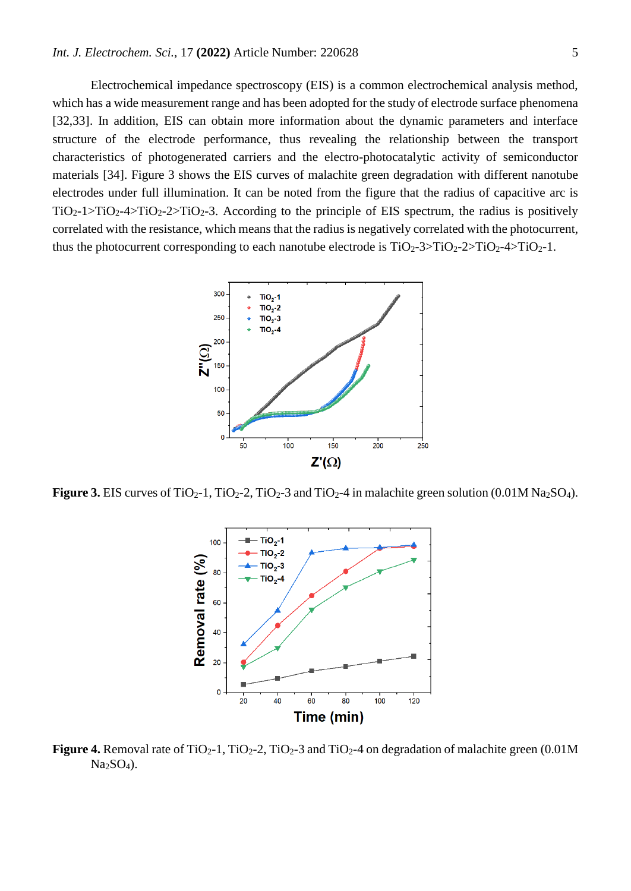Electrochemical impedance spectroscopy (EIS) is a common electrochemical analysis method, which has a wide measurement range and has been adopted for the study of electrode surface phenomena [32,33]. In addition, EIS can obtain more information about the dynamic parameters and interface structure of the electrode performance, thus revealing the relationship between the transport characteristics of photogenerated carriers and the electro-photocatalytic activity of semiconductor materials [34]. Figure 3 shows the EIS curves of malachite green degradation with different nanotube electrodes under full illumination. It can be noted from the figure that the radius of capacitive arc is $TiO_2$-1>$TiO_2$-4>$TiO_2$-2>$TiO_2$-3. According to the principle of EIS spectrum, the radius is positively correlated with the resistance, which means that the radius is negatively correlated with the photocurrent, thus the photocurrent corresponding to each nanotube electrode is $TiO_2$-3>$TiO_2$-2>$TiO_2$-4>$TiO_2$-1.

**Figure 3.** EIS curves of $TiO_2$-1, $TiO_2$-2, $TiO_2$-3 and $TiO_2$-4 in malachite green solution (0.01M $Na_2SO_4$).

**Figure 4.** Removal rate of $TiO_2$-1, $TiO_2$-2, $TiO_2$-3 and $TiO_2$-4 on degradation of malachite green (0.01M $Na_2SO_4$).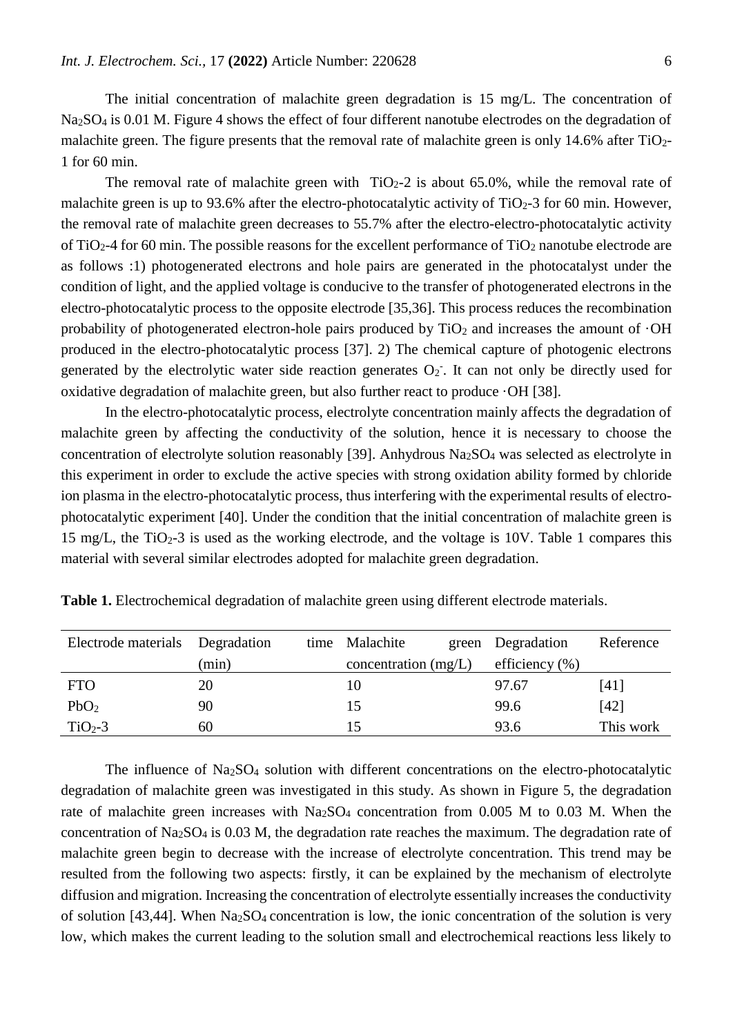The initial concentration of malachite green degradation is 15 mg/L. The concentration of $Na_2SO_4$ is 0.01 M. Figure 4 shows the effect of four different nanotube electrodes on the degradation of malachite green. The figure presents that the removal rate of malachite green is only 14.6% after $TiO_2$-1 for 60 min.

The removal rate of malachite green with $TiO_2$-2 is about 65.0%, while the removal rate of malachite green is up to 93.6% after the electro-photocatalytic activity of $TiO_2$-3 for 60 min. However, the removal rate of malachite green decreases to 55.7% after the electro-electro-photocatalytic activity of $TiO_2$-4 for 60 min. The possible reasons for the excellent performance of $TiO_2$ nanotube electrode are as follows :1) photogenerated electrons and hole pairs are generated in the photocatalyst under the condition of light, and the applied voltage is conducive to the transfer of photogenerated electrons in the electro-photocatalytic process to the opposite electrode [35,36]. This process reduces the recombination probability of photogenerated electron-hole pairs produced by $TiO_2$ and increases the amount of $\cdot OH$ produced in the electro-photocatalytic process [37]. 2) The chemical capture of photogenic electrons generated by the electrolytic water side reaction generates $O_2^-$. It can not only be directly used for oxidative degradation of malachite green, but also further react to produce $\cdot OH$ [38].

In the electro-photocatalytic process, electrolyte concentration mainly affects the degradation of malachite green by affecting the conductivity of the solution, hence it is necessary to choose the concentration of electrolyte solution reasonably [39]. Anhydrous $Na_2SO_4$ was selected as electrolyte in this experiment in order to exclude the active species with strong oxidation ability formed by chloride ion plasma in the electro-photocatalytic process, thus interfering with the experimental results of electro-photocatalytic experiment [40]. Under the condition that the initial concentration of malachite green is 15 mg/L, the $TiO_2$-3 is used as the working electrode, and the voltage is 10V. Table 1 compares this material with several similar electrodes adopted for malachite green degradation.

**Table 1.** Electrochemical degradation of malachite green using different electrode materials.

| Electrode materials | Degradation time (min) | Malachite green concentration (mg/L) | Degradation efficiency (%) | Reference |
|---|---|---|---|---|
| FTO | 20 | 10 | 97.67 | [41] |
| $PbO_2$ | 90 | 15 | 99.6 | [42] |
| $TiO_2$-3 | 60 | 15 | 93.6 | This work |

The influence of $Na_2SO_4$ solution with different concentrations on the electro-photocatalytic degradation of malachite green was investigated in this study. As shown in Figure 5, the degradation rate of malachite green increases with $Na_2SO_4$ concentration from 0.005 M to 0.03 M. When the concentration of $Na_2SO_4$ is 0.03 M, the degradation rate reaches the maximum. The degradation rate of malachite green begin to decrease with the increase of electrolyte concentration. This trend may be resulted from the following two aspects: firstly, it can be explained by the mechanism of electrolyte diffusion and migration. Increasing the concentration of electrolyte essentially increases the conductivity of solution [43,44]. When $Na_2SO_4$ concentration is low, the ionic concentration of the solution is very low, which makes the current leading to the solution small and electrochemical reactions less likely to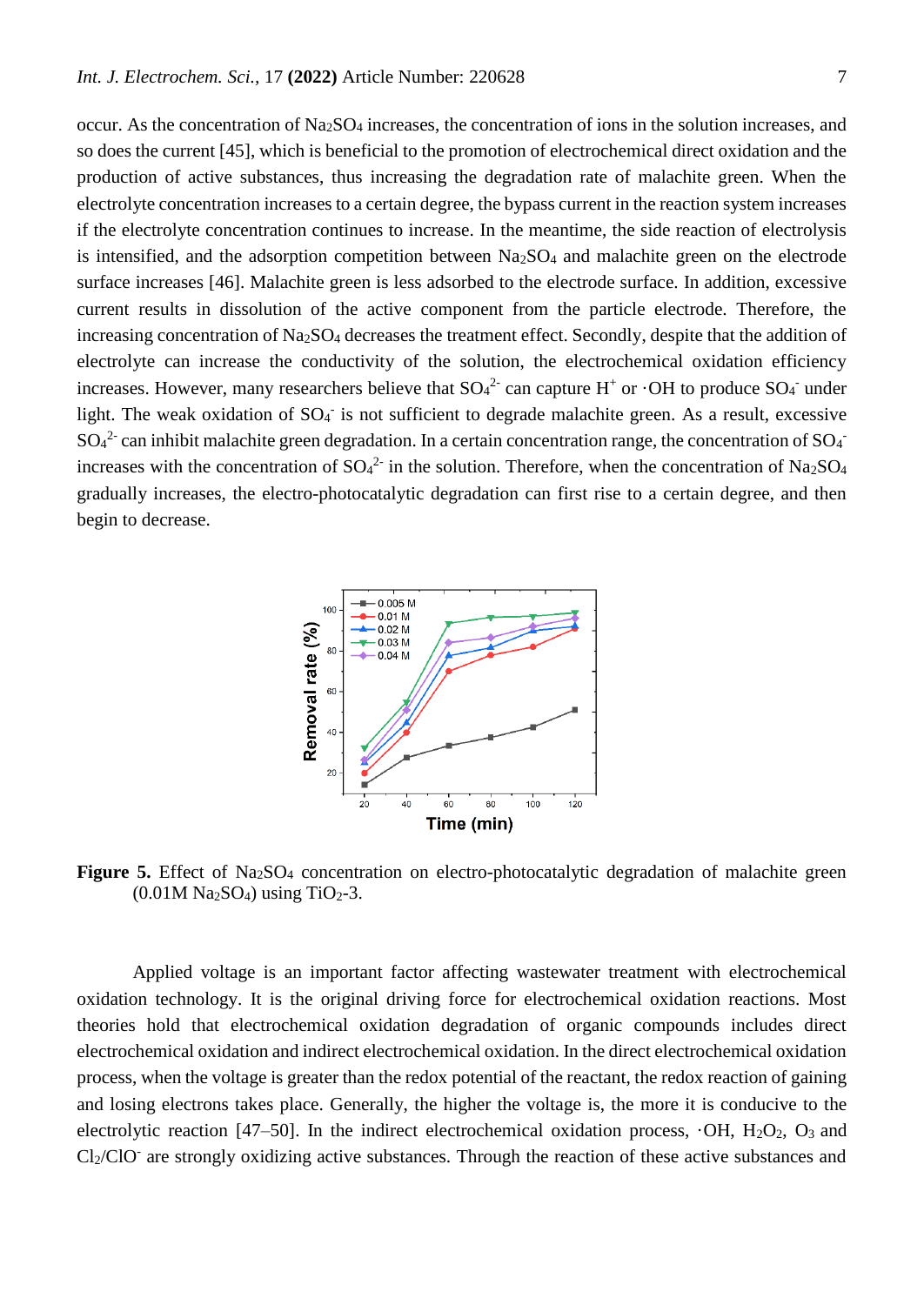occur. As the concentration of $Na_2SO_4$ increases, the concentration of ions in the solution increases, and so does the current [45], which is beneficial to the promotion of electrochemical direct oxidation and the production of active substances, thus increasing the degradation rate of malachite green. When the electrolyte concentration increases to a certain degree, the bypass current in the reaction system increases if the electrolyte concentration continues to increase. In the meantime, the side reaction of electrolysis is intensified, and the adsorption competition between $Na_2SO_4$ and malachite green on the electrode surface increases [46]. Malachite green is less adsorbed to the electrode surface. In addition, excessive current results in dissolution of the active component from the particle electrode. Therefore, the increasing concentration of $Na_2SO_4$ decreases the treatment effect. Secondly, despite that the addition of electrolyte can increase the conductivity of the solution, the electrochemical oxidation efficiency increases. However, many researchers believe that $SO_4^{2-}$ can capture $H^+$ or $\cdot OH$ to produce $SO_4^-$ under light. The weak oxidation of $SO_4^-$ is not sufficient to degrade malachite green. As a result, excessive $SO_4^{2-}$ can inhibit malachite green degradation. In a certain concentration range, the concentration of $SO_4^-$ increases with the concentration of $SO_4^{2-}$ in the solution. Therefore, when the concentration of $Na_2SO_4$ gradually increases, the electro-photocatalytic degradation can first rise to a certain degree, and then begin to decrease.

**Figure 5.** Effect of $Na_2SO_4$ concentration on electro-photocatalytic degradation of malachite green (0.01M $Na_2SO_4$) using $TiO_2$-3.

Applied voltage is an important factor affecting wastewater treatment with electrochemical oxidation technology. It is the original driving force for electrochemical oxidation reactions. Most theories hold that electrochemical oxidation degradation of organic compounds includes direct electrochemical oxidation and indirect electrochemical oxidation. In the direct electrochemical oxidation process, when the voltage is greater than the redox potential of the reactant, the redox reaction of gaining and losing electrons takes place. Generally, the higher the voltage is, the more it is conducive to the electrolytic reaction [47–50]. In the indirect electrochemical oxidation process, $\cdot OH$, $H_2O_2$, $O_3$ and $Cl_2/ClO^-$ are strongly oxidizing active substances. Through the reaction of these active substances and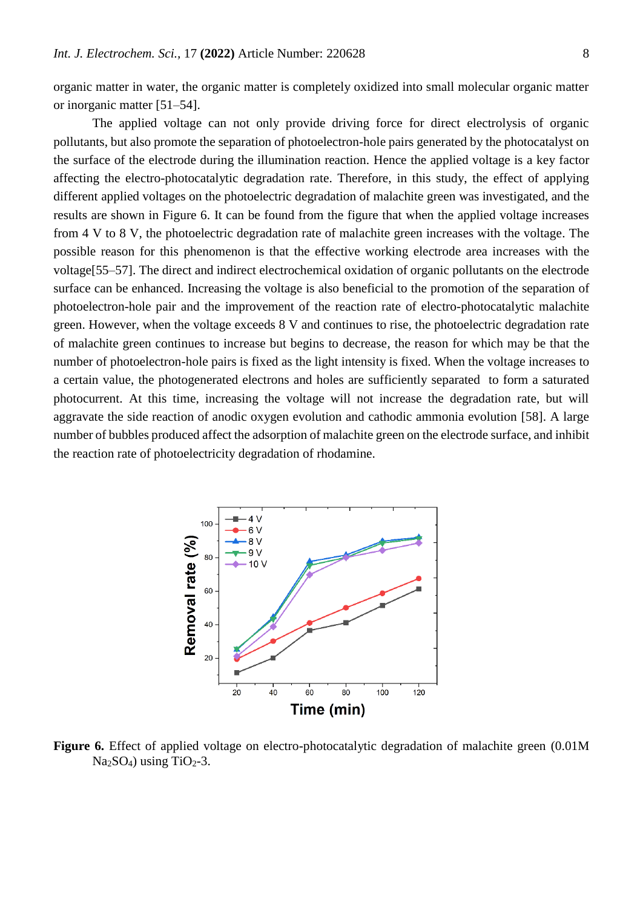organic matter in water, the organic matter is completely oxidized into small molecular organic matter or inorganic matter [51–54].

The applied voltage can not only provide driving force for direct electrolysis of organic pollutants, but also promote the separation of photoelectron-hole pairs generated by the photocatalyst on the surface of the electrode during the illumination reaction. Hence the applied voltage is a key factor affecting the electro-photocatalytic degradation rate. Therefore, in this study, the effect of applying different applied voltages on the photoelectric degradation of malachite green was investigated, and the results are shown in Figure 6. It can be found from the figure that when the applied voltage increases from 4 V to 8 V, the photoelectric degradation rate of malachite green increases with the voltage. The possible reason for this phenomenon is that the effective working electrode area increases with the voltage[55–57]. The direct and indirect electrochemical oxidation of organic pollutants on the electrode surface can be enhanced. Increasing the voltage is also beneficial to the promotion of the separation of photoelectron-hole pair and the improvement of the reaction rate of electro-photocatalytic malachite green. However, when the voltage exceeds 8 V and continues to rise, the photoelectric degradation rate of malachite green continues to increase but begins to decrease, the reason for which may be that the number of photoelectron-hole pairs is fixed as the light intensity is fixed. When the voltage increases to a certain value, the photogenerated electrons and holes are sufficiently separated to form a saturated photocurrent. At this time, increasing the voltage will not increase the degradation rate, but will aggravate the side reaction of anodic oxygen evolution and cathodic ammonia evolution [58]. A large number of bubbles produced affect the adsorption of malachite green on the electrode surface, and inhibit the reaction rate of photoelectricity degradation of rhodamine.

**Figure 6.** Effect of applied voltage on electro-photocatalytic degradation of malachite green (0.01M $Na_2SO_4$) using $TiO_2$-3.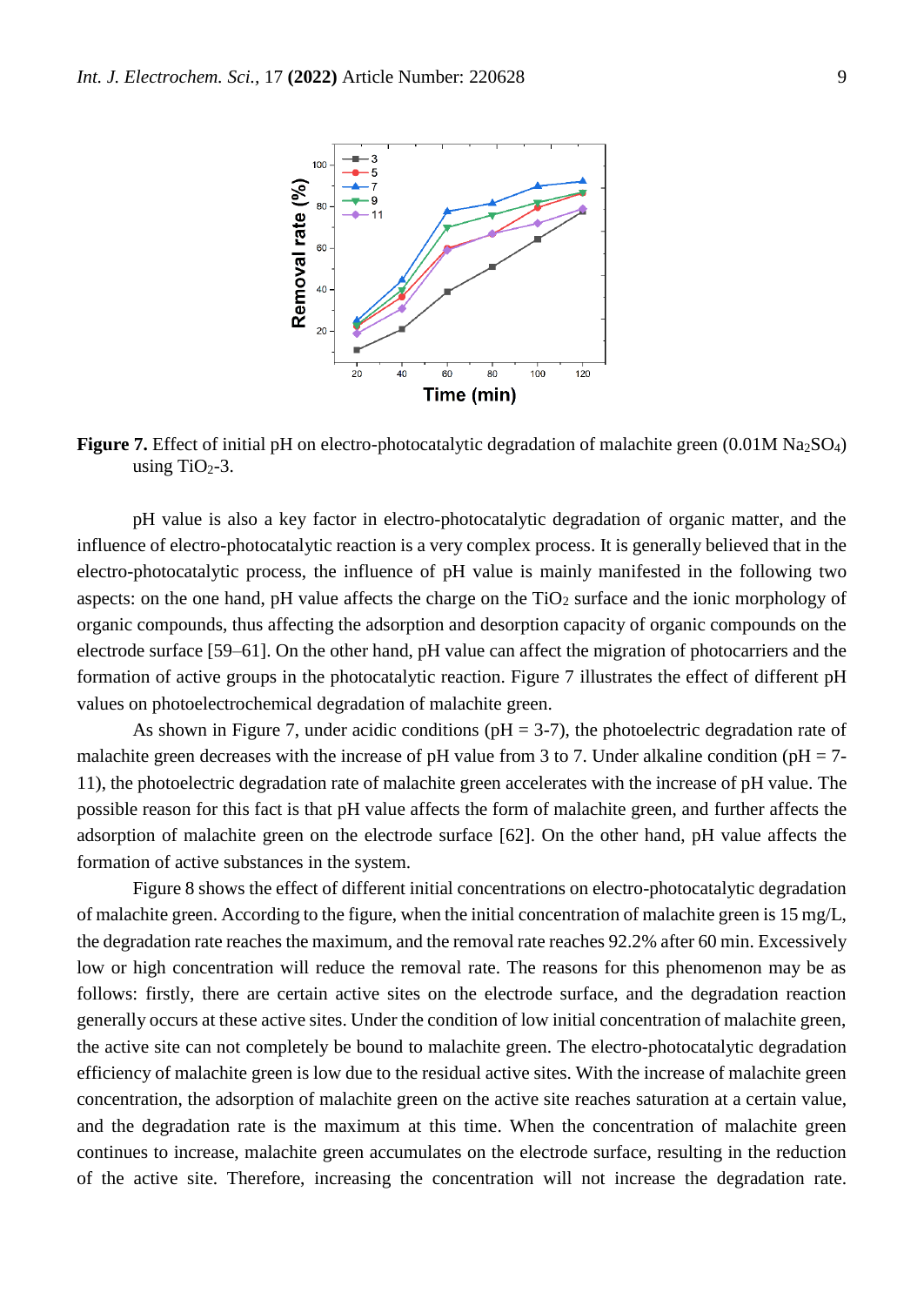**Figure 7.** Effect of initial pH on electro-photocatalytic degradation of malachite green (0.01M $Na_2SO_4$) using $TiO_2$-3.

pH value is also a key factor in electro-photocatalytic degradation of organic matter, and the influence of electro-photocatalytic reaction is a very complex process. It is generally believed that in the electro-photocatalytic process, the influence of pH value is mainly manifested in the following two aspects: on the one hand, pH value affects the charge on the $TiO_2$ surface and the ionic morphology of organic compounds, thus affecting the adsorption and desorption capacity of organic compounds on the electrode surface [59–61]. On the other hand, pH value can affect the migration of photocarriers and the formation of active groups in the photocatalytic reaction. Figure 7 illustrates the effect of different pH values on photoelectrochemical degradation of malachite green.

As shown in Figure 7, under acidic conditions (pH = 3-7), the photoelectric degradation rate of malachite green decreases with the increase of pH value from 3 to 7. Under alkaline condition (pH = 7-11), the photoelectric degradation rate of malachite green accelerates with the increase of pH value. The possible reason for this fact is that pH value affects the form of malachite green, and further affects the adsorption of malachite green on the electrode surface [62]. On the other hand, pH value affects the formation of active substances in the system.

Figure 8 shows the effect of different initial concentrations on electro-photocatalytic degradation of malachite green. According to the figure, when the initial concentration of malachite green is 15 mg/L, the degradation rate reaches the maximum, and the removal rate reaches 92.2% after 60 min. Excessively low or high concentration will reduce the removal rate. The reasons for this phenomenon may be as follows: firstly, there are certain active sites on the electrode surface, and the degradation reaction generally occurs at these active sites. Under the condition of low initial concentration of malachite green, the active site can not completely be bound to malachite green. The electro-photocatalytic degradation efficiency of malachite green is low due to the residual active sites. With the increase of malachite green concentration, the adsorption of malachite green on the active site reaches saturation at a certain value, and the degradation rate is the maximum at this time. When the concentration of malachite green continues to increase, malachite green accumulates on the electrode surface, resulting in the reduction of the active site. Therefore, increasing the concentration will not increase the degradation rate.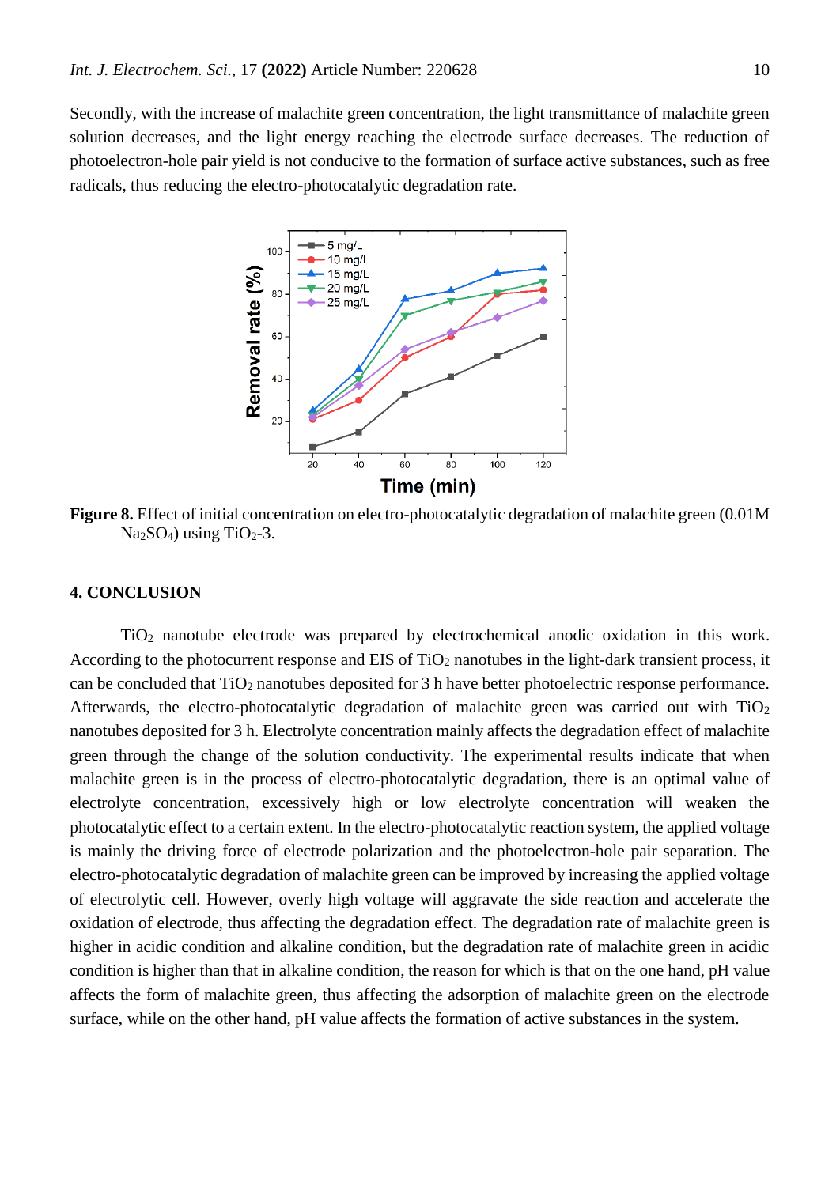Secondly, with the increase of malachite green concentration, the light transmittance of malachite green solution decreases, and the light energy reaching the electrode surface decreases. The reduction of photoelectron-hole pair yield is not conducive to the formation of surface active substances, such as free radicals, thus reducing the electro-photocatalytic degradation rate.

**Figure 8.** Effect of initial concentration on electro-photocatalytic degradation of malachite green (0.01M $Na_2SO_4$) using $TiO_2$-3.

## 4. CONCLUSION

$TiO_2$ nanotube electrode was prepared by electrochemical anodic oxidation in this work. According to the photocurrent response and EIS of $TiO_2$ nanotubes in the light-dark transient process, it can be concluded that $TiO_2$ nanotubes deposited for 3 h have better photoelectric response performance. Afterwards, the electro-photocatalytic degradation of malachite green was carried out with $TiO_2$ nanotubes deposited for 3 h. Electrolyte concentration mainly affects the degradation effect of malachite green through the change of the solution conductivity. The experimental results indicate that when malachite green is in the process of electro-photocatalytic degradation, there is an optimal value of electrolyte concentration, excessively high or low electrolyte concentration will weaken the photocatalytic effect to a certain extent. In the electro-photocatalytic reaction system, the applied voltage is mainly the driving force of electrode polarization and the photoelectron-hole pair separation. The electro-photocatalytic degradation of malachite green can be improved by increasing the applied voltage of electrolytic cell. However, overly high voltage will aggravate the side reaction and accelerate the oxidation of electrode, thus affecting the degradation effect. The degradation rate of malachite green is higher in acidic condition and alkaline condition, but the degradation rate of malachite green in acidic condition is higher than that in alkaline condition, the reason for which is that on the one hand, pH value affects the form of malachite green, thus affecting the adsorption of malachite green on the electrode surface, while on the other hand, pH value affects the formation of active substances in the system.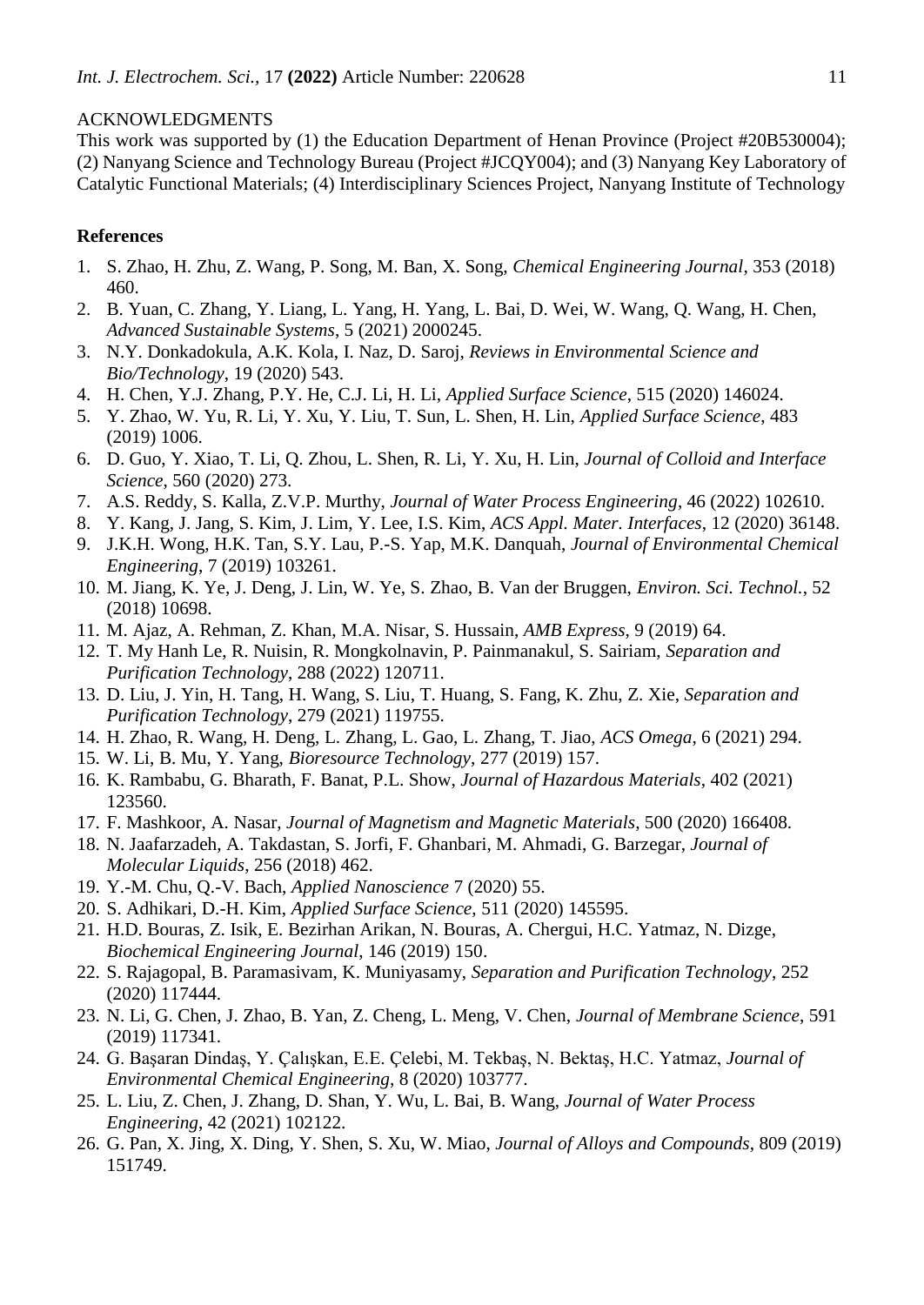ACKNOWLEDGMENTS

This work was supported by (1) the Education Department of Henan Province (Project #20B530004); (2) Nanyang Science and Technology Bureau (Project #JCQY004); and (3) Nanyang Key Laboratory of Catalytic Functional Materials; (4) Interdisciplinary Sciences Project, Nanyang Institute of Technology

**References**

1. S. Zhao, H. Zhu, Z. Wang, P. Song, M. Ban, X. Song, *Chemical Engineering Journal*, 353 (2018) 460.
2. B. Yuan, C. Zhang, Y. Liang, L. Yang, H. Yang, L. Bai, D. Wei, W. Wang, Q. Wang, H. Chen, *Advanced Sustainable Systems*, 5 (2021) 2000245.
3. N.Y. Donkadokula, A.K. Kola, I. Naz, D. Saroj, *Reviews in Environmental Science and Bio/Technology*, 19 (2020) 543.
4. H. Chen, Y.J. Zhang, P.Y. He, C.J. Li, H. Li, *Applied Surface Science*, 515 (2020) 146024.
5. Y. Zhao, W. Yu, R. Li, Y. Xu, Y. Liu, T. Sun, L. Shen, H. Lin, *Applied Surface Science*, 483 (2019) 1006.
6. D. Guo, Y. Xiao, T. Li, Q. Zhou, L. Shen, R. Li, Y. Xu, H. Lin, *Journal of Colloid and Interface Science*, 560 (2020) 273.
7. A.S. Reddy, S. Kalla, Z.V.P. Murthy, *Journal of Water Process Engineering*, 46 (2022) 102610.
8. Y. Kang, J. Jang, S. Kim, J. Lim, Y. Lee, I.S. Kim, *ACS Appl. Mater. Interfaces*, 12 (2020) 36148.
9. J.K.H. Wong, H.K. Tan, S.Y. Lau, P.-S. Yap, M.K. Danquah, *Journal of Environmental Chemical Engineering*, 7 (2019) 103261.
10. M. Jiang, K. Ye, J. Deng, J. Lin, W. Ye, S. Zhao, B. Van der Bruggen, *Environ. Sci. Technol.*, 52 (2018) 10698.
11. M. Ajaz, A. Rehman, Z. Khan, M.A. Nisar, S. Hussain, *AMB Express*, 9 (2019) 64.
12. T. My Hanh Le, R. Nuisin, R. Mongkolnavin, P. Painmanakul, S. Sairiam, *Separation and Purification Technology*, 288 (2022) 120711.
13. D. Liu, J. Yin, H. Tang, H. Wang, S. Liu, T. Huang, S. Fang, K. Zhu, Z. Xie, *Separation and Purification Technology*, 279 (2021) 119755.
14. H. Zhao, R. Wang, H. Deng, L. Zhang, L. Gao, L. Zhang, T. Jiao, *ACS Omega*, 6 (2021) 294.
15. W. Li, B. Mu, Y. Yang, *Bioresource Technology*, 277 (2019) 157.
16. K. Rambabu, G. Bharath, F. Banat, P.L. Show, *Journal of Hazardous Materials*, 402 (2021) 123560.
17. F. Mashkoor, A. Nasar, *Journal of Magnetism and Magnetic Materials*, 500 (2020) 166408.
18. N. Jaafarzadeh, A. Takdastan, S. Jorfi, F. Ghanbari, M. Ahmadi, G. Barzegar, *Journal of Molecular Liquids*, 256 (2018) 462.
19. Y.-M. Chu, Q.-V. Bach, *Applied Nanoscience* 7 (2020) 55.
20. S. Adhikari, D.-H. Kim, *Applied Surface Science*, 511 (2020) 145595.
21. H.D. Bouras, Z. Isik, E. Bezirhan Arikan, N. Bouras, A. Chergui, H.C. Yatmaz, N. Dizge, *Biochemical Engineering Journal*, 146 (2019) 150.
22. S. Rajagopal, B. Paramasivam, K. Muniyasamy, *Separation and Purification Technology*, 252 (2020) 117444.
23. N. Li, G. Chen, J. Zhao, B. Yan, Z. Cheng, L. Meng, V. Chen, *Journal of Membrane Science*, 591 (2019) 117341.
24. G. Başaran Dindaş, Y. Çalışkan, E.E. Çelebi, M. Tekbaş, N. Bektaş, H.C. Yatmaz, *Journal of Environmental Chemical Engineering*, 8 (2020) 103777.
25. L. Liu, Z. Chen, J. Zhang, D. Shan, Y. Wu, L. Bai, B. Wang, *Journal of Water Process Engineering*, 42 (2021) 102122.
26. G. Pan, X. Jing, X. Ding, Y. Shen, S. Xu, W. Miao, *Journal of Alloys and Compounds*, 809 (2019) 151749.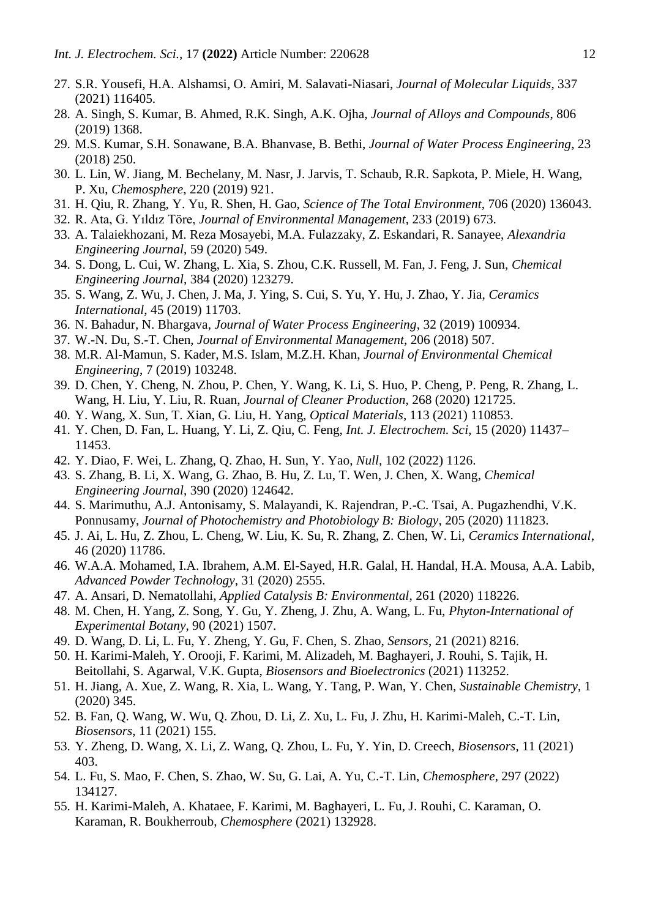27. S.R. Yousefi, H.A. Alshamsi, O. Amiri, M. Salavati-Niasari, *Journal of Molecular Liquids*, 337 (2021) 116405.
28. A. Singh, S. Kumar, B. Ahmed, R.K. Singh, A.K. Ojha, *Journal of Alloys and Compounds*, 806 (2019) 1368.
29. M.S. Kumar, S.H. Sonawane, B.A. Bhanvase, B. Bethi, *Journal of Water Process Engineering*, 23 (2018) 250.
30. L. Lin, W. Jiang, M. Bechelany, M. Nasr, J. Jarvis, T. Schaub, R.R. Sapkota, P. Miele, H. Wang, P. Xu, *Chemosphere*, 220 (2019) 921.
31. H. Qiu, R. Zhang, Y. Yu, R. Shen, H. Gao, *Science of The Total Environment*, 706 (2020) 136043.
32. R. Ata, G. Yıldız Töre, *Journal of Environmental Management*, 233 (2019) 673.
33. A. Talaiekhozani, M. Reza Mosayebi, M.A. Fulazzaky, Z. Eskandari, R. Sanayee, *Alexandria Engineering Journal*, 59 (2020) 549.
34. S. Dong, L. Cui, W. Zhang, L. Xia, S. Zhou, C.K. Russell, M. Fan, J. Feng, J. Sun, *Chemical Engineering Journal*, 384 (2020) 123279.
35. S. Wang, Z. Wu, J. Chen, J. Ma, J. Ying, S. Cui, S. Yu, Y. Hu, J. Zhao, Y. Jia, *Ceramics International*, 45 (2019) 11703.
36. N. Bahadur, N. Bhargava, *Journal of Water Process Engineering*, 32 (2019) 100934.
37. W.-N. Du, S.-T. Chen, *Journal of Environmental Management*, 206 (2018) 507.
38. M.R. Al-Mamun, S. Kader, M.S. Islam, M.Z.H. Khan, *Journal of Environmental Chemical Engineering*, 7 (2019) 103248.
39. D. Chen, Y. Cheng, N. Zhou, P. Chen, Y. Wang, K. Li, S. Huo, P. Cheng, P. Peng, R. Zhang, L. Wang, H. Liu, Y. Liu, R. Ruan, *Journal of Cleaner Production*, 268 (2020) 121725.
40. Y. Wang, X. Sun, T. Xian, G. Liu, H. Yang, *Optical Materials*, 113 (2021) 110853.
41. Y. Chen, D. Fan, L. Huang, Y. Li, Z. Qiu, C. Feng, *Int. J. Electrochem. Sci*, 15 (2020) 11437–11453.
42. Y. Diao, F. Wei, L. Zhang, Q. Zhao, H. Sun, Y. Yao, *Null*, 102 (2022) 1126.
43. S. Zhang, B. Li, X. Wang, G. Zhao, B. Hu, Z. Lu, T. Wen, J. Chen, X. Wang, *Chemical Engineering Journal*, 390 (2020) 124642.
44. S. Marimuthu, A.J. Antonisamy, S. Malayandi, K. Rajendran, P.-C. Tsai, A. Pugazhendhi, V.K. Ponnusamy, *Journal of Photochemistry and Photobiology B: Biology*, 205 (2020) 111823.
45. J. Ai, L. Hu, Z. Zhou, L. Cheng, W. Liu, K. Su, R. Zhang, Z. Chen, W. Li, *Ceramics International*, 46 (2020) 11786.
46. W.A.A. Mohamed, I.A. Ibrahem, A.M. El-Sayed, H.R. Galal, H. Handal, H.A. Mousa, A.A. Labib, *Advanced Powder Technology*, 31 (2020) 2555.
47. A. Ansari, D. Nematollahi, *Applied Catalysis B: Environmental*, 261 (2020) 118226.
48. M. Chen, H. Yang, Z. Song, Y. Gu, Y. Zheng, J. Zhu, A. Wang, L. Fu, *Phyton-International of Experimental Botany*, 90 (2021) 1507.
49. D. Wang, D. Li, L. Fu, Y. Zheng, Y. Gu, F. Chen, S. Zhao, *Sensors*, 21 (2021) 8216.
50. H. Karimi-Maleh, Y. Orooji, F. Karimi, M. Alizadeh, M. Baghayeri, J. Rouhi, S. Tajik, H. Beitollahi, S. Agarwal, V.K. Gupta, *Biosensors and Bioelectronics* (2021) 113252.
51. H. Jiang, A. Xue, Z. Wang, R. Xia, L. Wang, Y. Tang, P. Wan, Y. Chen, *Sustainable Chemistry*, 1 (2020) 345.
52. B. Fan, Q. Wang, W. Wu, Q. Zhou, D. Li, Z. Xu, L. Fu, J. Zhu, H. Karimi-Maleh, C.-T. Lin, *Biosensors*, 11 (2021) 155.
53. Y. Zheng, D. Wang, X. Li, Z. Wang, Q. Zhou, L. Fu, Y. Yin, D. Creech, *Biosensors*, 11 (2021) 403.
54. L. Fu, S. Mao, F. Chen, S. Zhao, W. Su, G. Lai, A. Yu, C.-T. Lin, *Chemosphere*, 297 (2022) 134127.
55. H. Karimi-Maleh, A. Khataee, F. Karimi, M. Baghayeri, L. Fu, J. Rouhi, C. Karaman, O. Karaman, R. Boukherroub, *Chemosphere* (2021) 132928.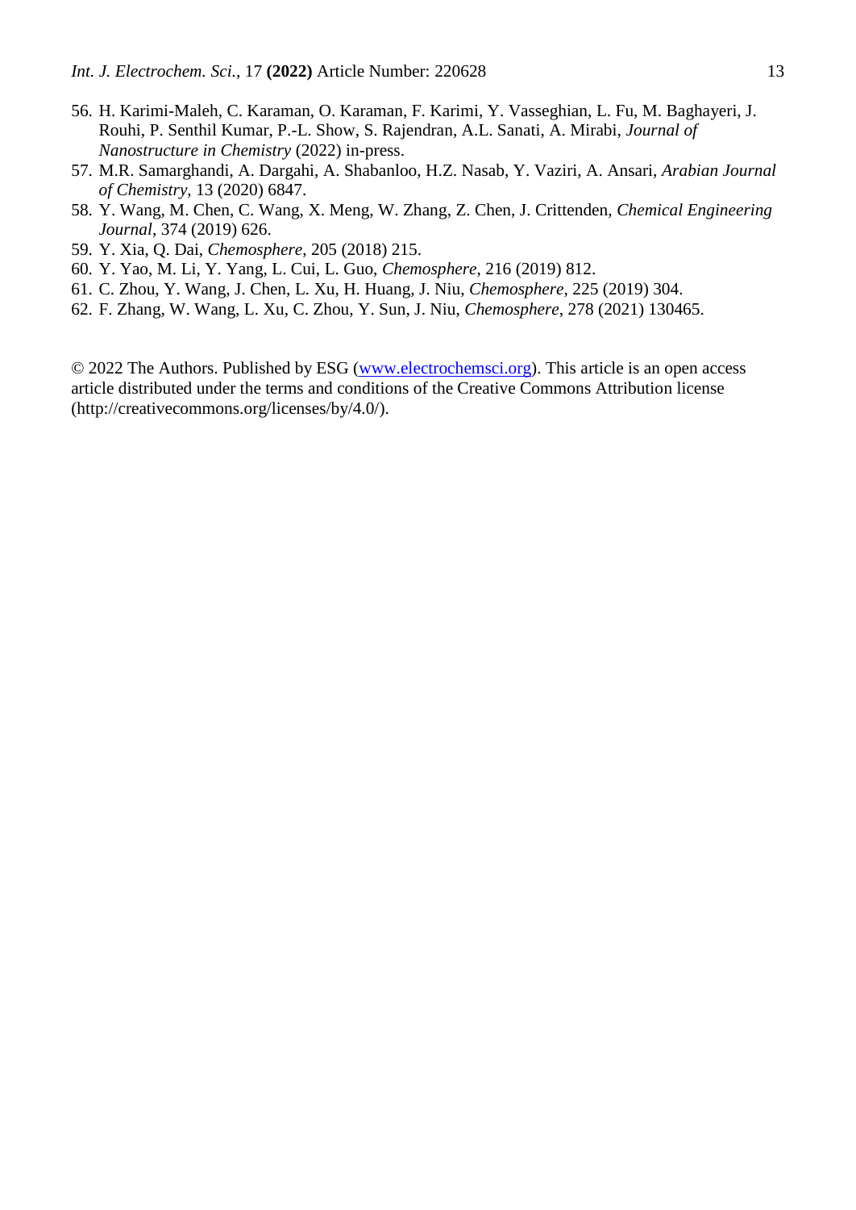56. H. Karimi-Maleh, C. Karaman, O. Karaman, F. Karimi, Y. Vasseghian, L. Fu, M. Baghayeri, J. Rouhi, P. Senthil Kumar, P.-L. Show, S. Rajendran, A.L. Sanati, A. Mirabi, *Journal of Nanostructure in Chemistry* (2022) in-press.
57. M.R. Samarghandi, A. Dargahi, A. Shabanloo, H.Z. Nasab, Y. Vaziri, A. Ansari, *Arabian Journal of Chemistry*, 13 (2020) 6847.
58. Y. Wang, M. Chen, C. Wang, X. Meng, W. Zhang, Z. Chen, J. Crittenden, *Chemical Engineering Journal*, 374 (2019) 626.
59. Y. Xia, Q. Dai, *Chemosphere*, 205 (2018) 215.
60. Y. Yao, M. Li, Y. Yang, L. Cui, L. Guo, *Chemosphere*, 216 (2019) 812.
61. C. Zhou, Y. Wang, J. Chen, L. Xu, H. Huang, J. Niu, *Chemosphere*, 225 (2019) 304.
62. F. Zhang, W. Wang, L. Xu, C. Zhou, Y. Sun, J. Niu, *Chemosphere*, 278 (2021) 130465.

© 2022 The Authors. Published by ESG (www.electrochemsci.org). This article is an open access article distributed under the terms and conditions of the Creative Commons Attribution license (http://creativecommons.org/licenses/by/4.0/).